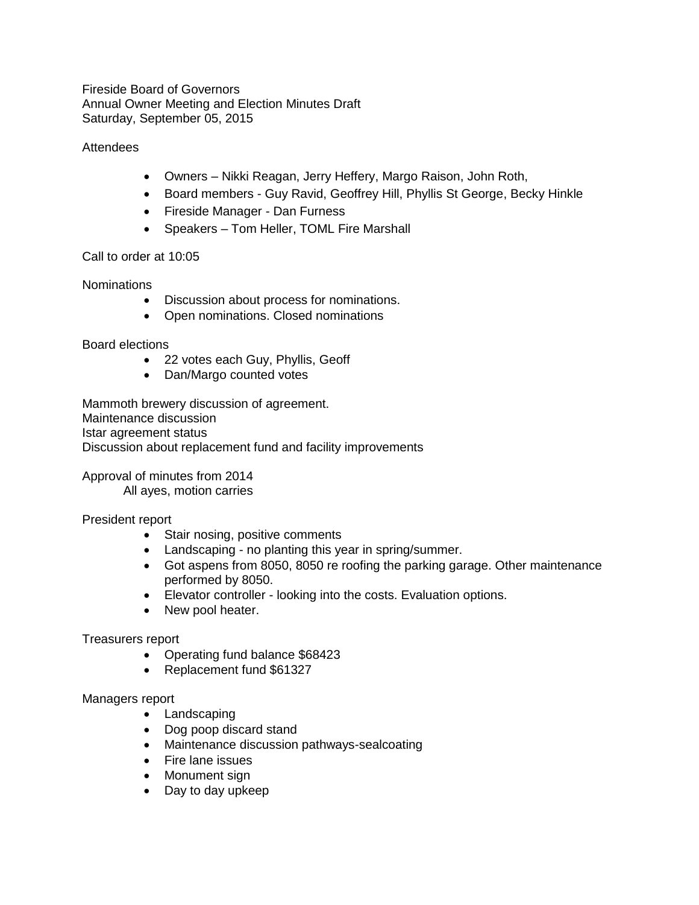Fireside Board of Governors
Annual Owner Meeting and Election Minutes Draft
Saturday, September 05, 2015

Attendees

- Owners – Nikki Reagan, Jerry Heffery, Margo Raison, John Roth,
- Board members - Guy Ravid, Geoffrey Hill, Phyllis St George, Becky Hinkle
- Fireside Manager - Dan Furness
- Speakers – Tom Heller, TOML Fire Marshall

Call to order at 10:05

Nominations

- Discussion about process for nominations.
- Open nominations. Closed nominations

Board elections

- 22 votes each Guy, Phyllis, Geoff
- Dan/Margo counted votes

Mammoth brewery discussion of agreement.
Maintenance discussion
Istar agreement status
Discussion about replacement fund and facility improvements

Approval of minutes from 2014
All ayes, motion carries

President report

- Stair nosing, positive comments
- Landscaping - no planting this year in spring/summer.
- Got aspens from 8050, 8050 re roofing the parking garage. Other maintenance performed by 8050.
- Elevator controller - looking into the costs. Evaluation options.
- New pool heater.

Treasurers report

- Operating fund balance $68423
- Replacement fund $61327

Managers report

- Landscaping
- Dog poop discard stand
- Maintenance discussion pathways-sealcoating
- Fire lane issues
- Monument sign
- Day to day upkeep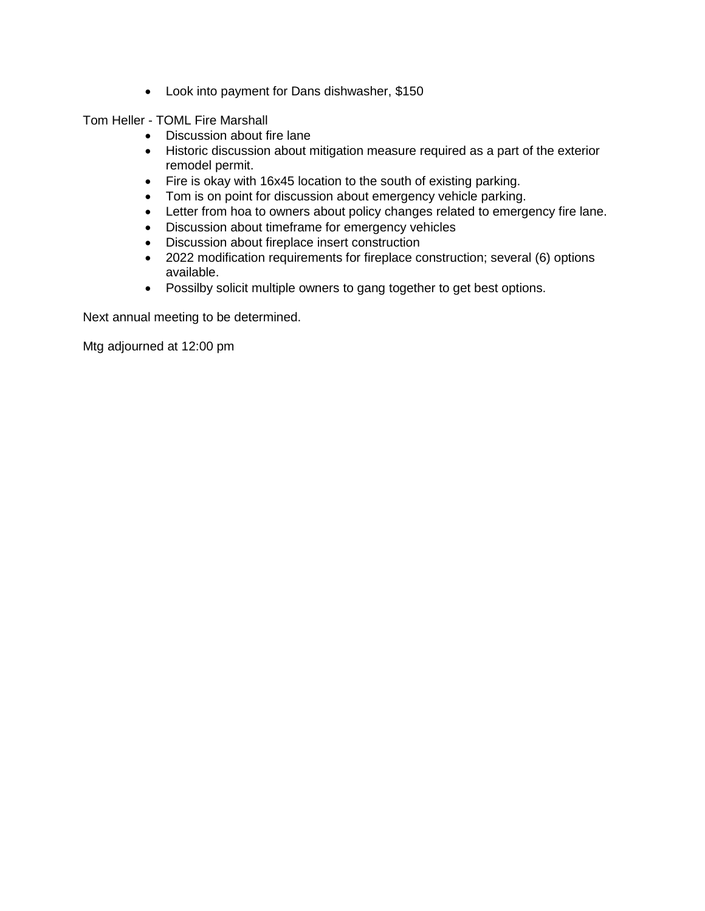- Look into payment for Dans dishwasher, $150

Tom Heller - TOML Fire Marshall

- Discussion about fire lane
- Historic discussion about mitigation measure required as a part of the exterior remodel permit.
- Fire is okay with 16x45 location to the south of existing parking.
- Tom is on point for discussion about emergency vehicle parking.
- Letter from hoa to owners about policy changes related to emergency fire lane.
- Discussion about timeframe for emergency vehicles
- Discussion about fireplace insert construction
- 2022 modification requirements for fireplace construction; several (6) options available.
- Possilby solicit multiple owners to gang together to get best options.

Next annual meeting to be determined.

Mtg adjourned at 12:00 pm